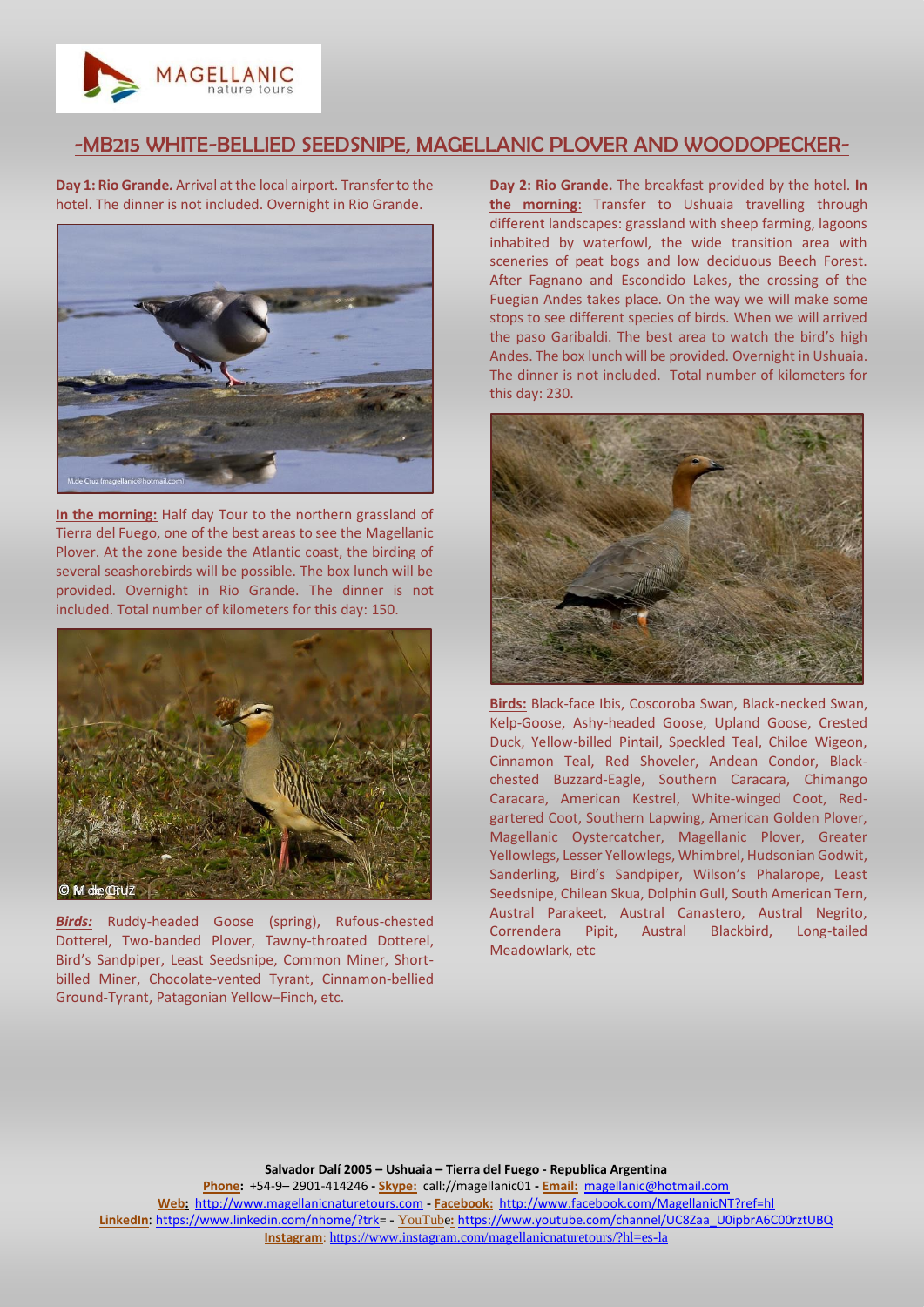# -MB215 WHITE-BELLIED SEEDSNIPE, MAGELLANIC PLOVER AND WOODOPECKER-

**Day 1: Rio Grande.** Arrival at the local airport. Transfer to the hotel. The dinner is not included. Overnight in Rio Grande.

**In the morning:** Half day Tour to the northern grassland of Tierra del Fuego, one of the best areas to see the Magellanic Plover. At the zone beside the Atlantic coast, the birding of several seashorebirds will be possible. The box lunch will be provided. Overnight in Rio Grande. The dinner is not included. Total number of kilometers for this day: 150.

***Birds:*** Ruddy-headed Goose (spring), Rufous-chested Dotterel, Two-banded Plover, Tawny-throated Dotterel, Bird's Sandpiper, Least Seedsnipe, Common Miner, Short-billed Miner, Chocolate-vented Tyrant, Cinnamon-bellied Ground-Tyrant, Patagonian Yellow–Finch, etc.

**Day 2: Rio Grande.** The breakfast provided by the hotel. **In the morning**: Transfer to Ushuaia travelling through different landscapes: grassland with sheep farming, lagoons inhabited by waterfowl, the wide transition area with sceneries of peat bogs and low deciduous Beech Forest. After Fagnano and Escondido Lakes, the crossing of the Fuegian Andes takes place. On the way we will make some stops to see different species of birds. When we will arrived the paso Garibaldi. The best area to watch the bird's high Andes. The box lunch will be provided. Overnight in Ushuaia. The dinner is not included. Total number of kilometers for this day: 230.

**Birds:** Black-face Ibis, Coscoroba Swan, Black-necked Swan, Kelp-Goose, Ashy-headed Goose, Upland Goose, Crested Duck, Yellow-billed Pintail, Speckled Teal, Chiloe Wigeon, Cinnamon Teal, Red Shoveler, Andean Condor, Black-chested Buzzard-Eagle, Southern Caracara, Chimango Caracara, American Kestrel, White-winged Coot, Red-gartered Coot, Southern Lapwing, American Golden Plover, Magellanic Oystercatcher, Magellanic Plover, Greater Yellowlegs, Lesser Yellowlegs, Whimbrel, Hudsonian Godwit, Sanderling, Bird's Sandpiper, Wilson's Phalarope, Least Seedsnipe, Chilean Skua, Dolphin Gull, South American Tern, Austral Parakeet, Austral Canastero, Austral Negrito, Correndera Pipit, Austral Blackbird, Long-tailed Meadowlark, etc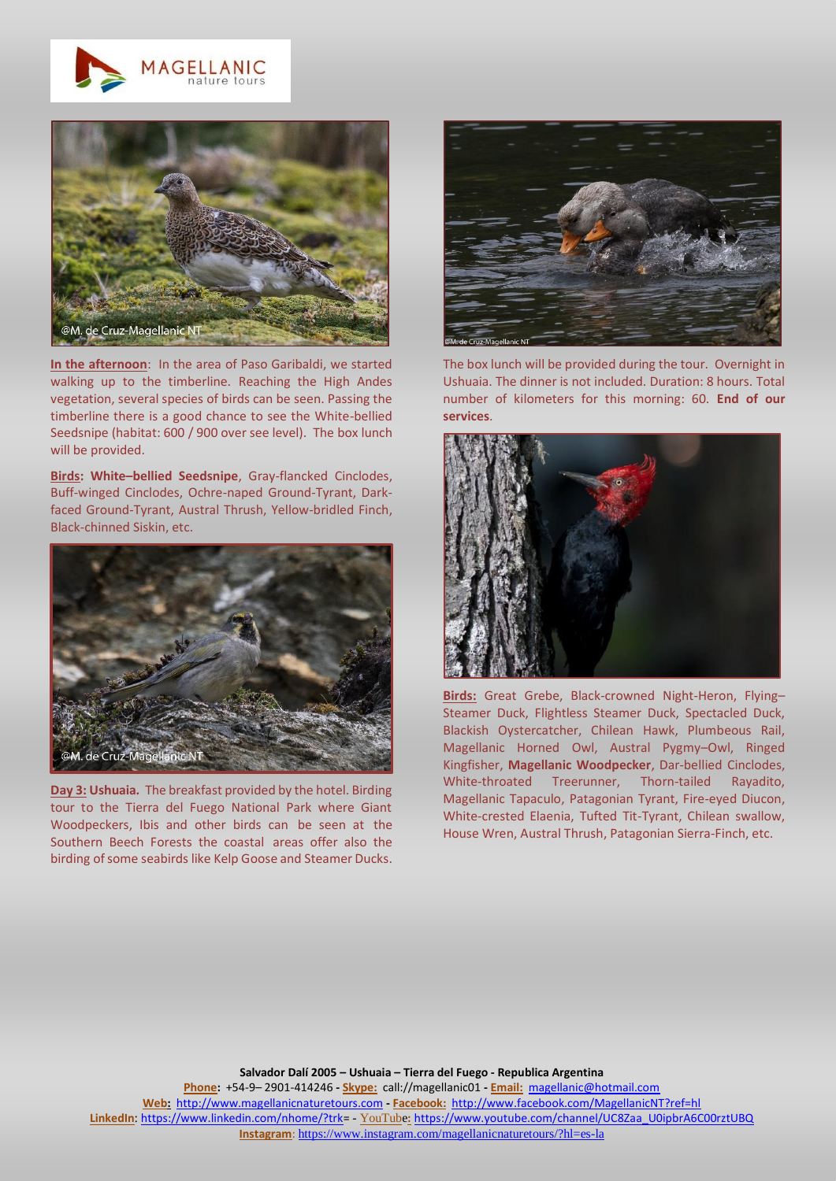**In the afternoon**: In the area of Paso Garibaldi, we started walking up to the timberline. Reaching the High Andes vegetation, several species of birds can be seen. Passing the timberline there is a good chance to see the White-bellied Seedsnipe (habitat: 600 / 900 over see level). The box lunch will be provided.

**Birds: White–bellied Seedsnipe**, Gray-flancked Cinclodes, Buff-winged Cinclodes, Ochre-naped Ground-Tyrant, Dark-faced Ground-Tyrant, Austral Thrush, Yellow-bridled Finch, Black-chinned Siskin, etc.

**Day 3: Ushuaia.** The breakfast provided by the hotel. Birding tour to the Tierra del Fuego National Park where Giant Woodpeckers, Ibis and other birds can be seen at the Southern Beech Forests the coastal areas offer also the birding of some seabirds like Kelp Goose and Steamer Ducks.

The box lunch will be provided during the tour. Overnight in Ushuaia. The dinner is not included. Duration: 8 hours. Total number of kilometers for this morning: 60. **End of our services**.

**Birds:** Great Grebe, Black-crowned Night-Heron, Flying–Steamer Duck, Flightless Steamer Duck, Spectacled Duck, Blackish Oystercatcher, Chilean Hawk, Plumbeous Rail, Magellanic Horned Owl, Austral Pygmy–Owl, Ringed Kingfisher, **Magellanic Woodpecker**, Dar-bellied Cinclodes, White-throated Treerunner, Thorn-tailed Rayadito, Magellanic Tapaculo, Patagonian Tyrant, Fire-eyed Diucon, White-crested Elaenia, Tufted Tit-Tyrant, Chilean swallow, House Wren, Austral Thrush, Patagonian Sierra-Finch, etc.

**Salvador Dalí 2005 – Ushuaia – Tierra del Fuego - Republica Argentina**
**Phone:** +54-9– 2901-414246 - **Skype:** call://magellanic01 - **Email:** magellanic@hotmail.com
**Web:** http://www.magellanicnaturetours.com - **Facebook:** http://www.facebook.com/MagellanicNT?ref=hl
**LinkedIn**: https://www.linkedin.com/nhome/?trk= - YouTube: https://www.youtube.com/channel/UC8Zaa_U0ipbrA6C00rztUBQ
**Instagram**: https://www.instagram.com/magellanicnaturetours/?hl=es-la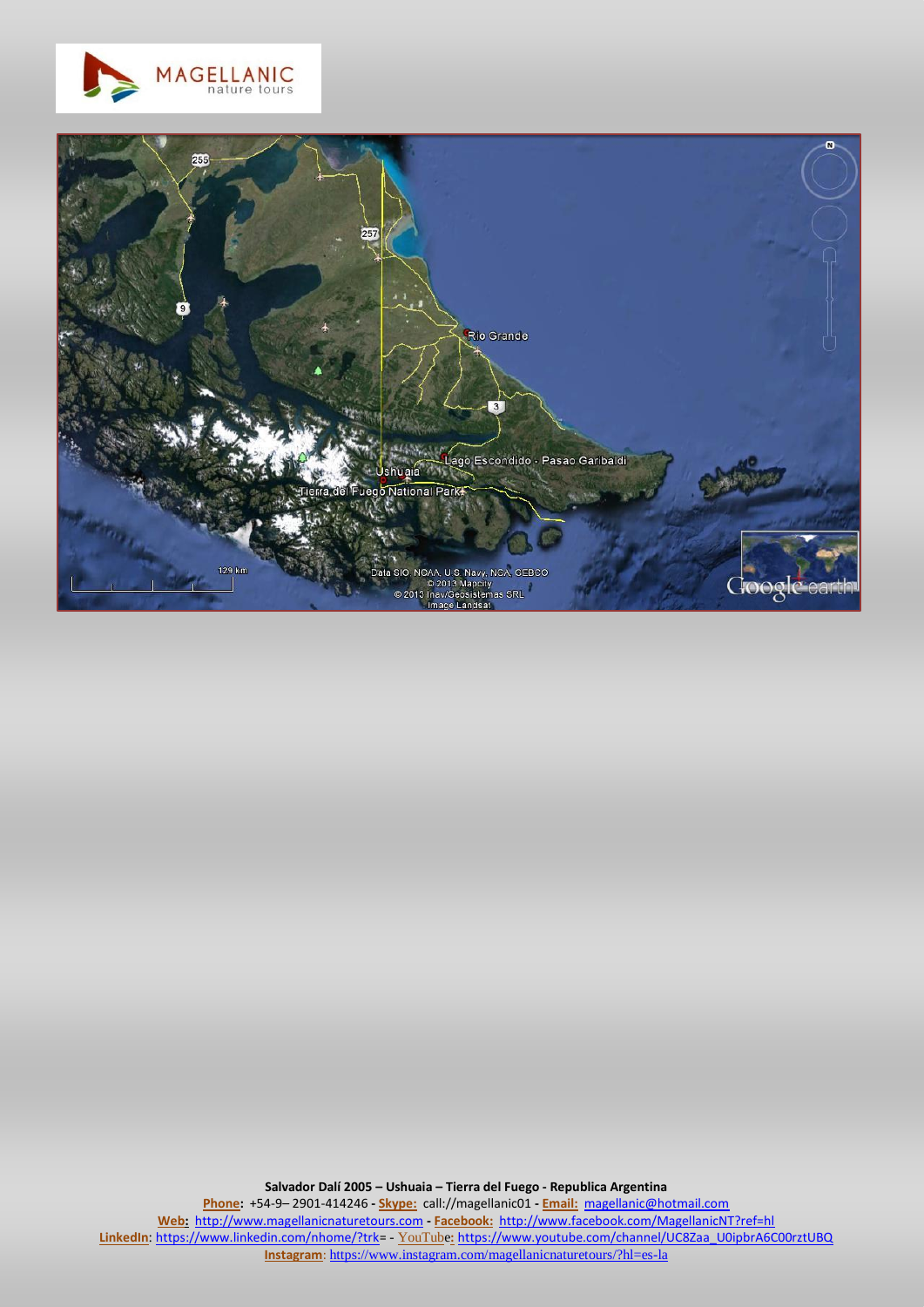**Salvador Dalí 2005 – Ushuaia – Tierra del Fuego - Republica Argentina**

**Phone**: +54-9– 2901-414246 - **Skype:** call://magellanic01 - **Email:** magellanic@hotmail.com

**Web:** http://www.magellanicnaturetours.com - **Facebook:** http://www.facebook.com/MagellanicNT?ref=hl

**LinkedIn**: https://www.linkedin.com/nhome/?trk= - YouTube: https://www.youtube.com/channel/UC8Zaa_U0ipbrA6C00rztUBQ

**Instagram**: https://www.instagram.com/magellanicnaturetours/?hl=es-la